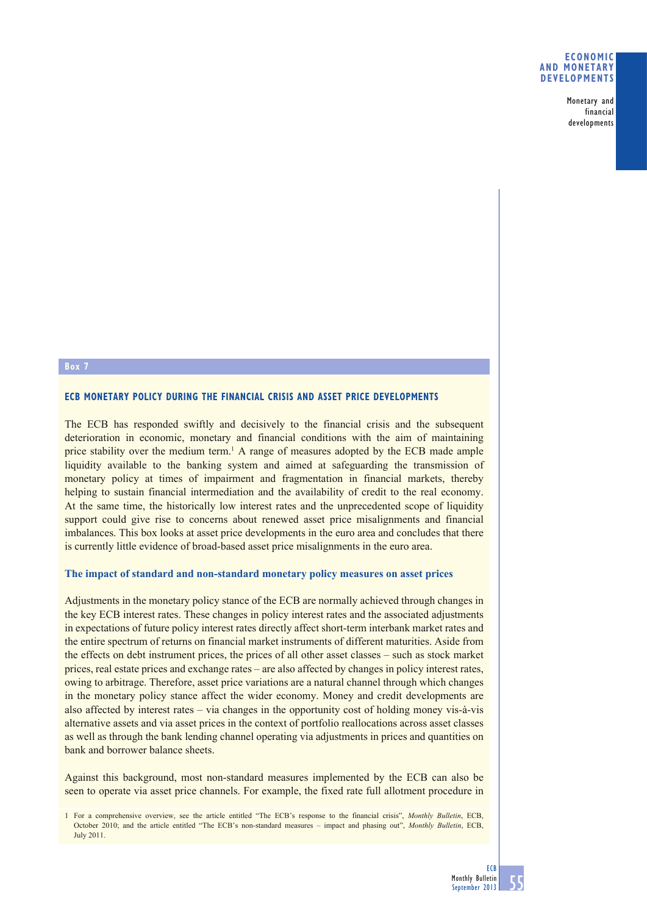Box 7

## ECB MONETARY POLICY DURING THE FINANCIAL CRISIS AND ASSET PRICE DEVELOPMENTS

The ECB has responded swiftly and decisively to the financial crisis and the subsequent deterioration in economic, monetary and financial conditions with the aim of maintaining price stability over the medium term.[1] A range of measures adopted by the ECB made ample liquidity available to the banking system and aimed at safeguarding the transmission of monetary policy at times of impairment and fragmentation in financial markets, thereby helping to sustain financial intermediation and the availability of credit to the real economy. At the same time, the historically low interest rates and the unprecedented scope of liquidity support could give rise to concerns about renewed asset price misalignments and financial imbalances. This box looks at asset price developments in the euro area and concludes that there is currently little evidence of broad-based asset price misalignments in the euro area.

### The impact of standard and non-standard monetary policy measures on asset prices

Adjustments in the monetary policy stance of the ECB are normally achieved through changes in the key ECB interest rates. These changes in policy interest rates and the associated adjustments in expectations of future policy interest rates directly affect short-term interbank market rates and the entire spectrum of returns on financial market instruments of different maturities. Aside from the effects on debt instrument prices, the prices of all other asset classes – such as stock market prices, real estate prices and exchange rates – are also affected by changes in policy interest rates, owing to arbitrage. Therefore, asset price variations are a natural channel through which changes in the monetary policy stance affect the wider economy. Money and credit developments are also affected by interest rates – via changes in the opportunity cost of holding money vis-à-vis alternative assets and via asset prices in the context of portfolio reallocations across asset classes as well as through the bank lending channel operating via adjustments in prices and quantities on bank and borrower balance sheets.

Against this background, most non-standard measures implemented by the ECB can also be seen to operate via asset price channels. For example, the fixed rate full allotment procedure in

1 For a comprehensive overview, see the article entitled "The ECB's response to the financial crisis", *Monthly Bulletin*, ECB, October 2010; and the article entitled "The ECB's non-standard measures – impact and phasing out", *Monthly Bulletin*, ECB, July 2011.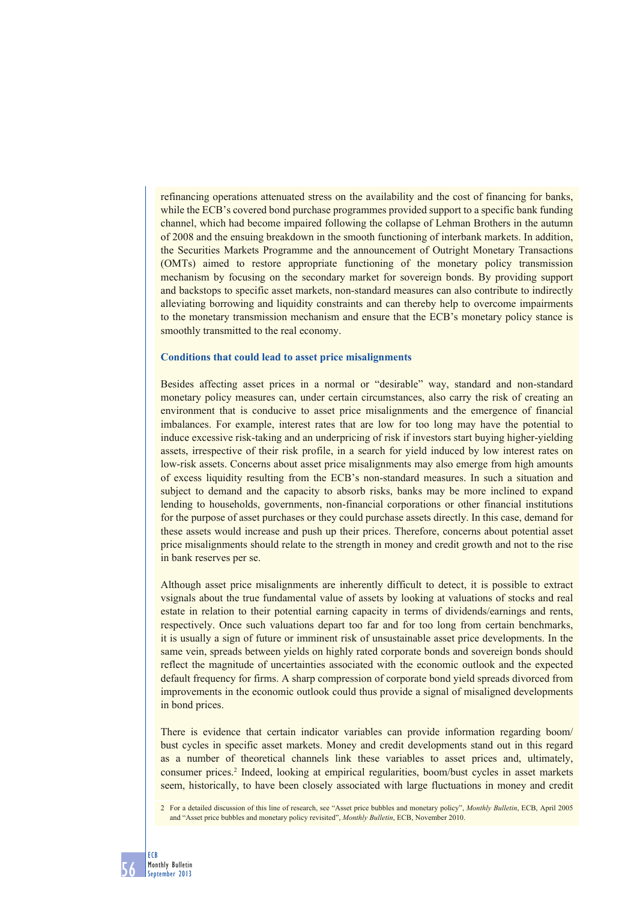refinancing operations attenuated stress on the availability and the cost of financing for banks, while the ECB's covered bond purchase programmes provided support to a specific bank funding channel, which had become impaired following the collapse of Lehman Brothers in the autumn of 2008 and the ensuing breakdown in the smooth functioning of interbank markets. In addition, the Securities Markets Programme and the announcement of Outright Monetary Transactions (OMTs) aimed to restore appropriate functioning of the monetary policy transmission mechanism by focusing on the secondary market for sovereign bonds. By providing support and backstops to specific asset markets, non-standard measures can also contribute to indirectly alleviating borrowing and liquidity constraints and can thereby help to overcome impairments to the monetary transmission mechanism and ensure that the ECB's monetary policy stance is smoothly transmitted to the real economy.

**Conditions that could lead to asset price misalignments**

Besides affecting asset prices in a normal or "desirable" way, standard and non-standard monetary policy measures can, under certain circumstances, also carry the risk of creating an environment that is conducive to asset price misalignments and the emergence of financial imbalances. For example, interest rates that are low for too long may have the potential to induce excessive risk-taking and an underpricing of risk if investors start buying higher-yielding assets, irrespective of their risk profile, in a search for yield induced by low interest rates on low-risk assets. Concerns about asset price misalignments may also emerge from high amounts of excess liquidity resulting from the ECB's non-standard measures. In such a situation and subject to demand and the capacity to absorb risks, banks may be more inclined to expand lending to households, governments, non-financial corporations or other financial institutions for the purpose of asset purchases or they could purchase assets directly. In this case, demand for these assets would increase and push up their prices. Therefore, concerns about potential asset price misalignments should relate to the strength in money and credit growth and not to the rise in bank reserves per se.

Although asset price misalignments are inherently difficult to detect, it is possible to extract vsignals about the true fundamental value of assets by looking at valuations of stocks and real estate in relation to their potential earning capacity in terms of dividends/earnings and rents, respectively. Once such valuations depart too far and for too long from certain benchmarks, it is usually a sign of future or imminent risk of unsustainable asset price developments. In the same vein, spreads between yields on highly rated corporate bonds and sovereign bonds should reflect the magnitude of uncertainties associated with the economic outlook and the expected default frequency for firms. A sharp compression of corporate bond yield spreads divorced from improvements in the economic outlook could thus provide a signal of misaligned developments in bond prices.

There is evidence that certain indicator variables can provide information regarding boom/bust cycles in specific asset markets. Money and credit developments stand out in this regard as a number of theoretical channels link these variables to asset prices and, ultimately, consumer prices.[2] Indeed, looking at empirical regularities, boom/bust cycles in asset markets seem, historically, to have been closely associated with large fluctuations in money and credit

2 For a detailed discussion of this line of research, see "Asset price bubbles and monetary policy", *Monthly Bulletin*, ECB, April 2005 and "Asset price bubbles and monetary policy revisited", *Monthly Bulletin*, ECB, November 2010.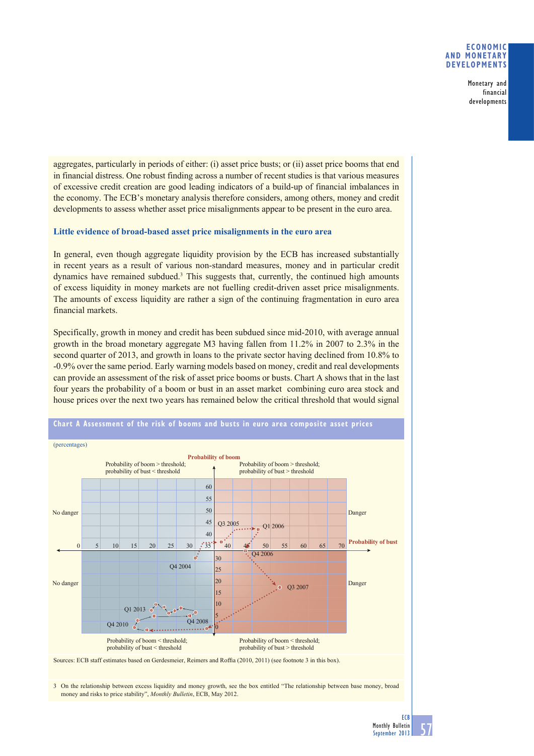aggregates, particularly in periods of either: (i) asset price busts; or (ii) asset price booms that end in financial distress. One robust finding across a number of recent studies is that various measures of excessive credit creation are good leading indicators of a build-up of financial imbalances in the economy. The ECB's monetary analysis therefore considers, among others, money and credit developments to assess whether asset price misalignments appear to be present in the euro area.

### Little evidence of broad-based asset price misalignments in the euro area

In general, even though aggregate liquidity provision by the ECB has increased substantially in recent years as a result of various non-standard measures, money and in particular credit dynamics have remained subdued.[3] This suggests that, currently, the continued high amounts of excess liquidity in money markets are not fuelling credit-driven asset price misalignments. The amounts of excess liquidity are rather a sign of the continuing fragmentation in euro area financial markets.

Specifically, growth in money and credit has been subdued since mid-2010, with average annual growth in the broad monetary aggregate M3 having fallen from 11.2% in 2007 to 2.3% in the second quarter of 2013, and growth in loans to the private sector having declined from 10.8% to -0.9% over the same period. Early warning models based on money, credit and real developments can provide an assessment of the risk of asset price booms or busts. Chart A shows that in the last four years the probability of a boom or bust in an asset market combining euro area stock and house prices over the next two years has remained below the critical threshold that would signal

**Chart A Assessment of the risk of booms and busts in euro area composite asset prices**

(percentages)

Probability of boom

Probability of boom > threshold; probability of bust < threshold

Probability of boom > threshold; probability of bust > threshold

No danger | Danger

Probability of bust

No danger | Danger

Probability of boom < threshold; probability of bust < threshold

Probability of boom < threshold; probability of bust > threshold

Q3 2005, Q1 2006, Q4 2006, Q3 2007, Q4 2004, Q1 2013, Q4 2008, Q4 2010

Sources: ECB staff estimates based on Gerdesmeier, Reimers and Roffia (2010, 2011) (see footnote 3 in this box).

3 On the relationship between excess liquidity and money growth, see the box entitled "The relationship between base money, broad money and risks to price stability", *Monthly Bulletin*, ECB, May 2012.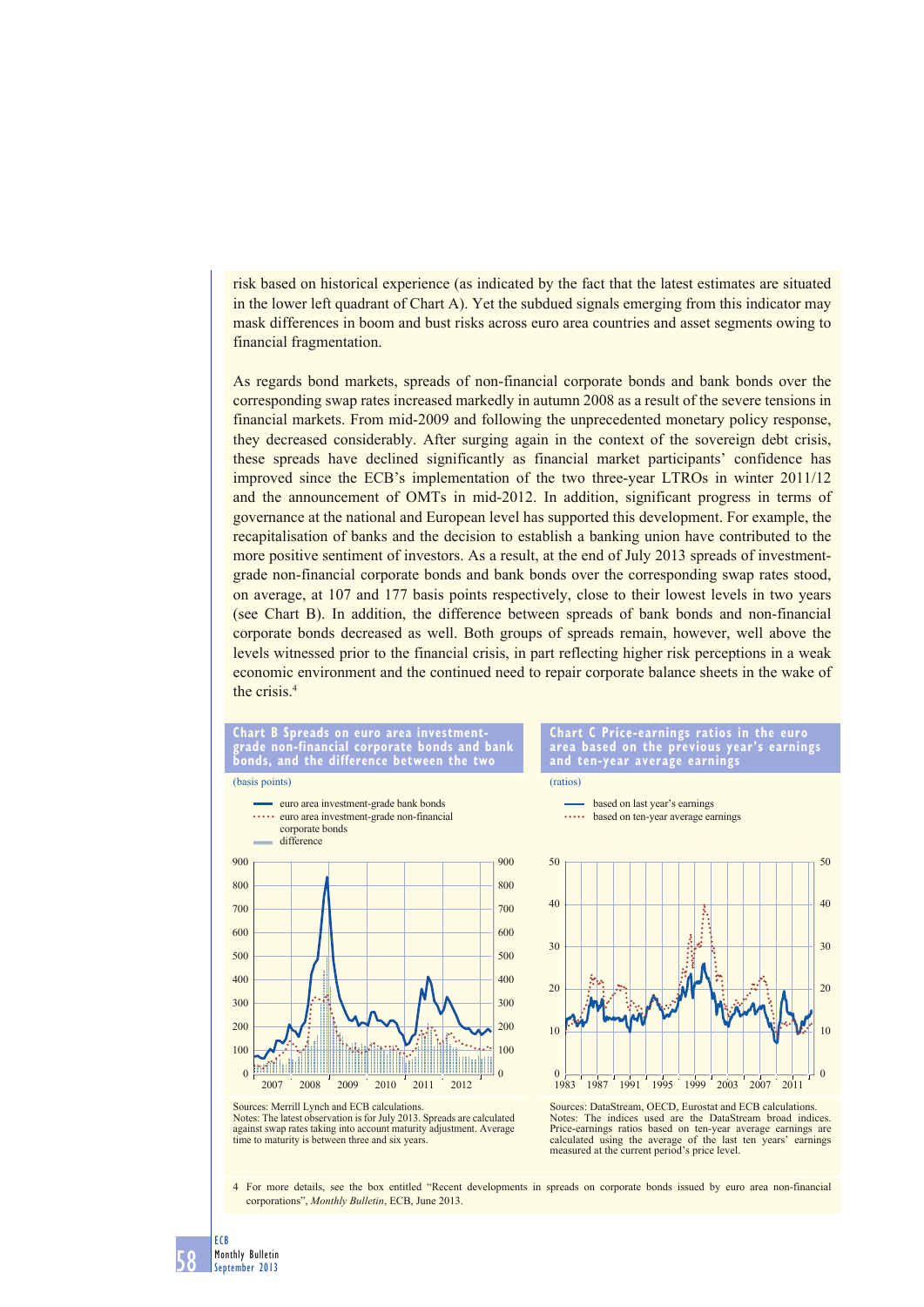risk based on historical experience (as indicated by the fact that the latest estimates are situated in the lower left quadrant of Chart A). Yet the subdued signals emerging from this indicator may mask differences in boom and bust risks across euro area countries and asset segments owing to financial fragmentation.

As regards bond markets, spreads of non-financial corporate bonds and bank bonds over the corresponding swap rates increased markedly in autumn 2008 as a result of the severe tensions in financial markets. From mid-2009 and following the unprecedented monetary policy response, they decreased considerably. After surging again in the context of the sovereign debt crisis, these spreads have declined significantly as financial market participants' confidence has improved since the ECB's implementation of the two three-year LTROs in winter 2011/12 and the announcement of OMTs in mid-2012. In addition, significant progress in terms of governance at the national and European level has supported this development. For example, the recapitalisation of banks and the decision to establish a banking union have contributed to the more positive sentiment of investors. As a result, at the end of July 2013 spreads of investment-grade non-financial corporate bonds and bank bonds over the corresponding swap rates stood, on average, at 107 and 177 basis points respectively, close to their lowest levels in two years (see Chart B). In addition, the difference between spreads of bank bonds and non-financial corporate bonds decreased as well. Both groups of spreads remain, however, well above the levels witnessed prior to the financial crisis, in part reflecting higher risk perceptions in a weak economic environment and the continued need to repair corporate balance sheets in the wake of the crisis.[4]

**Chart B Spreads on euro area investment-grade non-financial corporate bonds and bank bonds, and the difference between the two**

(basis points)

- euro area investment-grade bank bonds
- euro area investment-grade non-financial corporate bonds
- difference

Sources: Merrill Lynch and ECB calculations.
Notes: The latest observation is for July 2013. Spreads are calculated against swap rates taking into account maturity adjustment. Average time to maturity is between three and six years.

**Chart C Price-earnings ratios in the euro area based on the previous year's earnings and ten-year average earnings**

(ratios)

- based on last year's earnings
- based on ten-year average earnings

Sources: DataStream, OECD, Eurostat and ECB calculations.
Notes: The indices used are the DataStream broad indices. Price-earnings ratios based on ten-year average earnings are calculated using the average of the last ten years' earnings measured at the current period's price level.

4 For more details, see the box entitled "Recent developments in spreads on corporate bonds issued by euro area non-financial corporations", *Monthly Bulletin*, ECB, June 2013.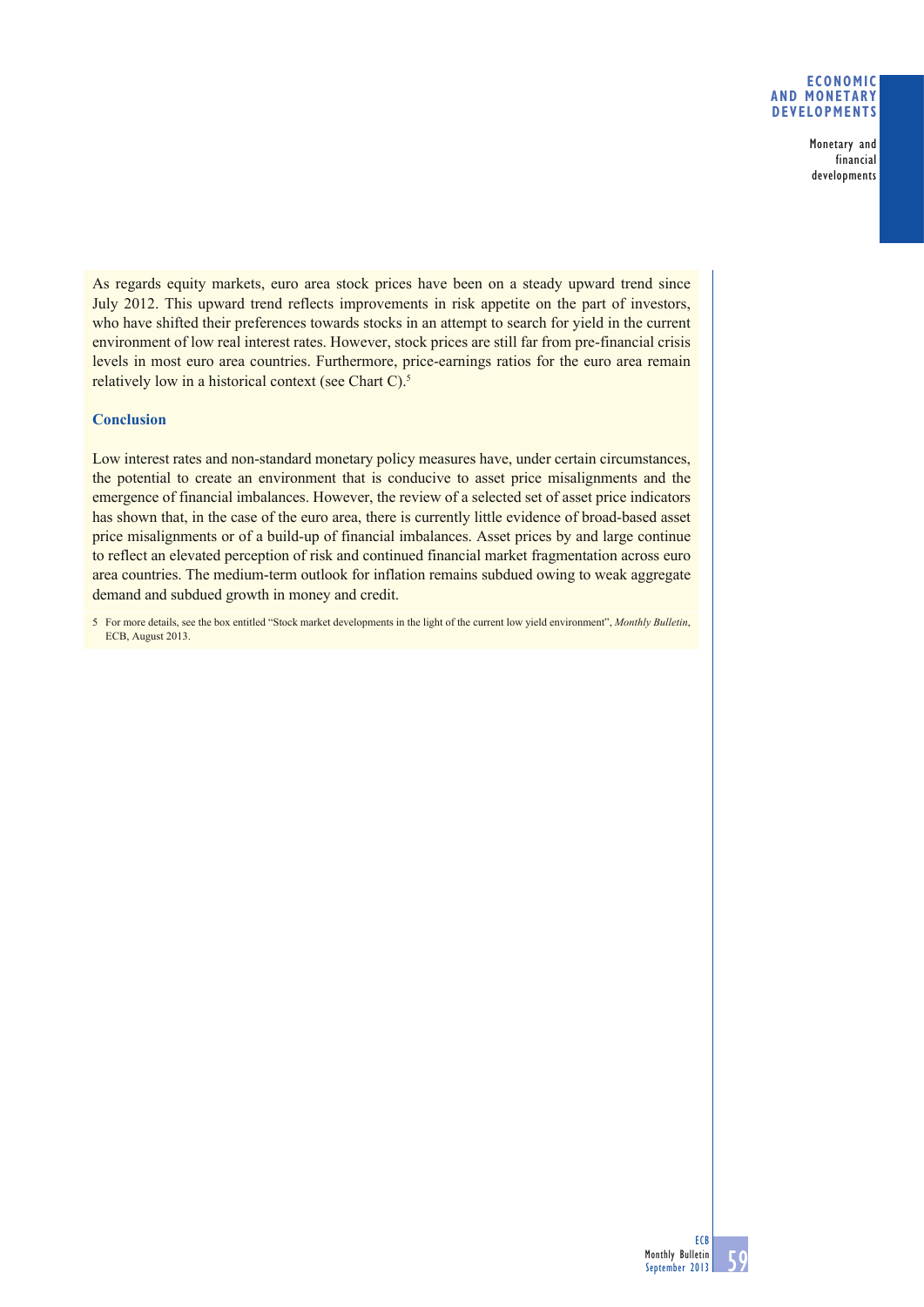As regards equity markets, euro area stock prices have been on a steady upward trend since July 2012. This upward trend reflects improvements in risk appetite on the part of investors, who have shifted their preferences towards stocks in an attempt to search for yield in the current environment of low real interest rates. However, stock prices are still far from pre-financial crisis levels in most euro area countries. Furthermore, price-earnings ratios for the euro area remain relatively low in a historical context (see Chart C).[5]

### Conclusion

Low interest rates and non-standard monetary policy measures have, under certain circumstances, the potential to create an environment that is conducive to asset price misalignments and the emergence of financial imbalances. However, the review of a selected set of asset price indicators has shown that, in the case of the euro area, there is currently little evidence of broad-based asset price misalignments or of a build-up of financial imbalances. Asset prices by and large continue to reflect an elevated perception of risk and continued financial market fragmentation across euro area countries. The medium-term outlook for inflation remains subdued owing to weak aggregate demand and subdued growth in money and credit.

5 For more details, see the box entitled "Stock market developments in the light of the current low yield environment", *Monthly Bulletin*, ECB, August 2013.